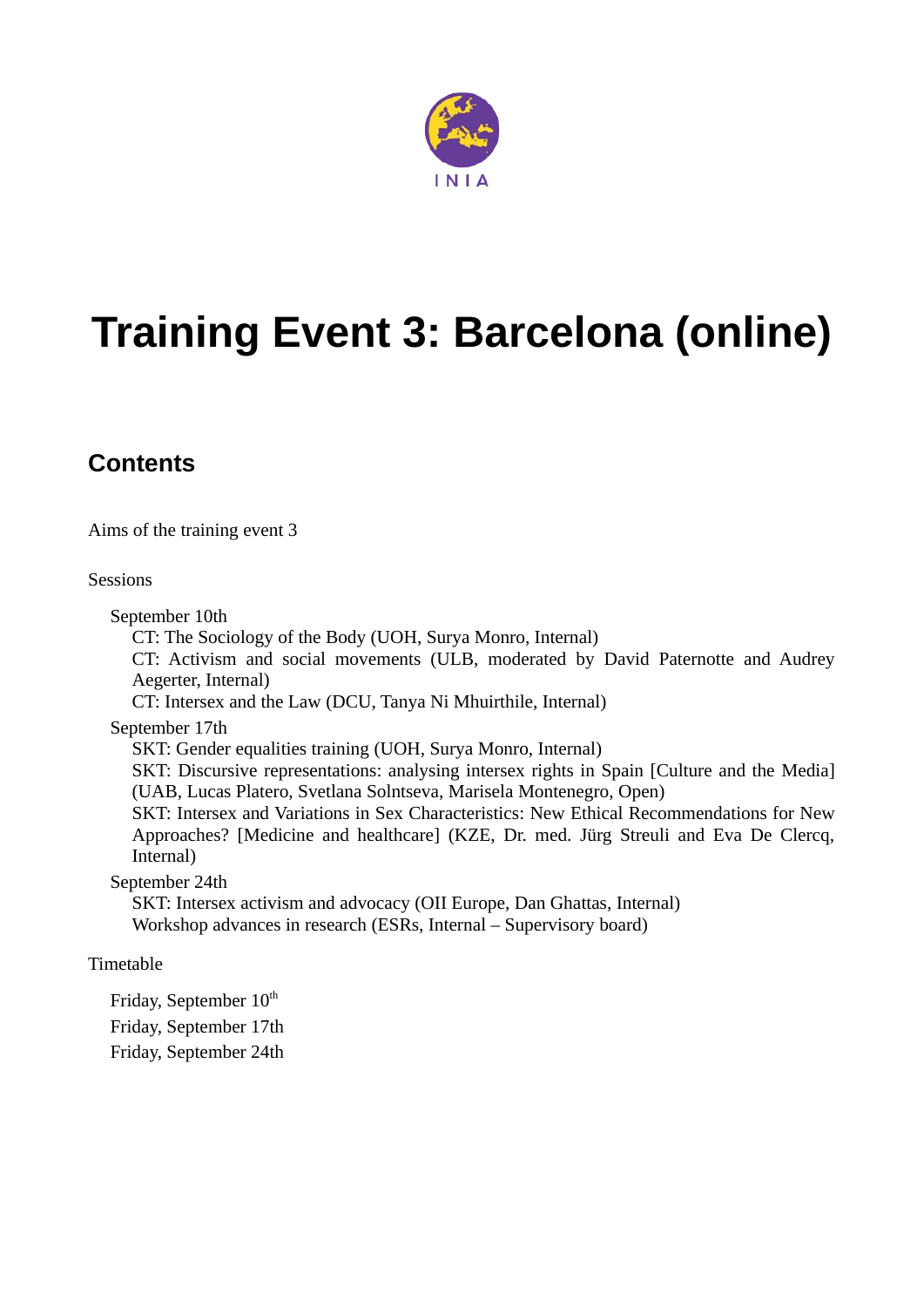INIA

# Training Event 3: Barcelona (online)

## Contents

Aims of the training event 3

Sessions

- September 10th
  - CT: The Sociology of the Body (UOH, Surya Monro, Internal)
  - CT: Activism and social movements (ULB, moderated by David Paternotte and Audrey Aegerter, Internal)
  - CT: Intersex and the Law (DCU, Tanya Ni Mhuirthile, Internal)
- September 17th
  - SKT: Gender equalities training (UOH, Surya Monro, Internal)
  - SKT: Discursive representations: analysing intersex rights in Spain [Culture and the Media] (UAB, Lucas Platero, Svetlana Solntseva, Marisela Montenegro, Open)
  - SKT: Intersex and Variations in Sex Characteristics: New Ethical Recommendations for New Approaches? [Medicine and healthcare] (KZE, Dr. med. Jürg Streuli and Eva De Clercq, Internal)
- September 24th
  - SKT: Intersex activism and advocacy (OII Europe, Dan Ghattas, Internal)
  - Workshop advances in research (ESRs, Internal – Supervisory board)

Timetable

- Friday, September 10th
- Friday, September 17th
- Friday, September 24th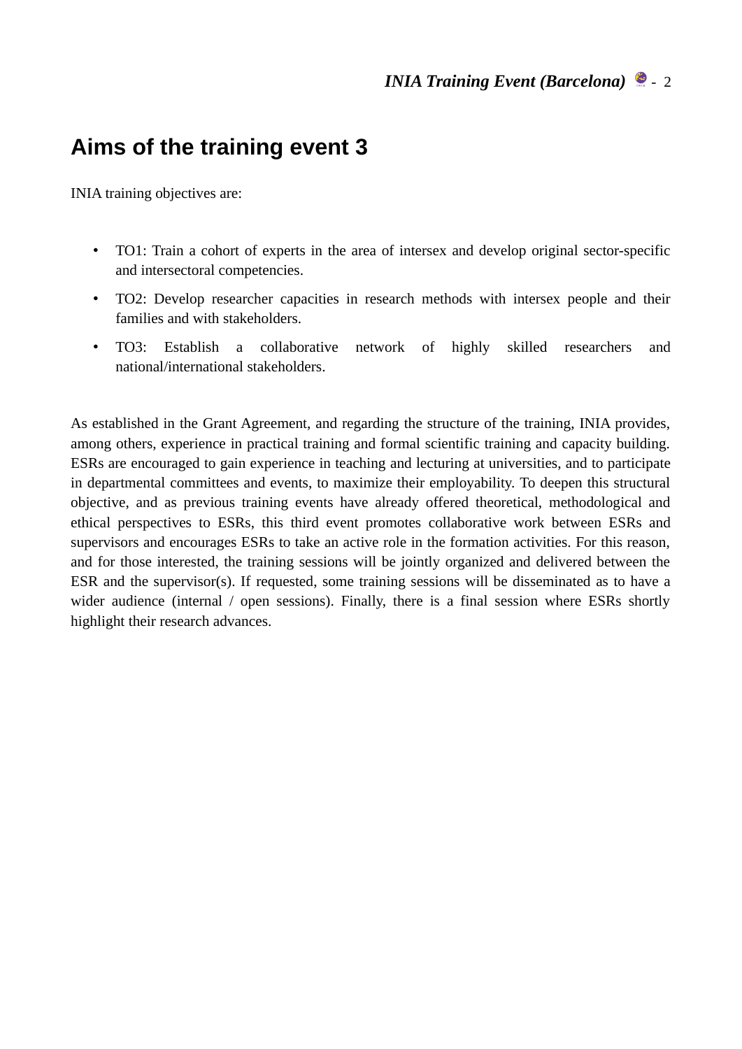## Aims of the training event 3

INIA training objectives are:

- TO1: Train a cohort of experts in the area of intersex and develop original sector-specific and intersectoral competencies.
- TO2: Develop researcher capacities in research methods with intersex people and their families and with stakeholders.
- TO3: Establish a collaborative network of highly skilled researchers and national/international stakeholders.

As established in the Grant Agreement, and regarding the structure of the training, INIA provides, among others, experience in practical training and formal scientific training and capacity building. ESRs are encouraged to gain experience in teaching and lecturing at universities, and to participate in departmental committees and events, to maximize their employability. To deepen this structural objective, and as previous training events have already offered theoretical, methodological and ethical perspectives to ESRs, this third event promotes collaborative work between ESRs and supervisors and encourages ESRs to take an active role in the formation activities. For this reason, and for those interested, the training sessions will be jointly organized and delivered between the ESR and the supervisor(s). If requested, some training sessions will be disseminated as to have a wider audience (internal / open sessions). Finally, there is a final session where ESRs shortly highlight their research advances.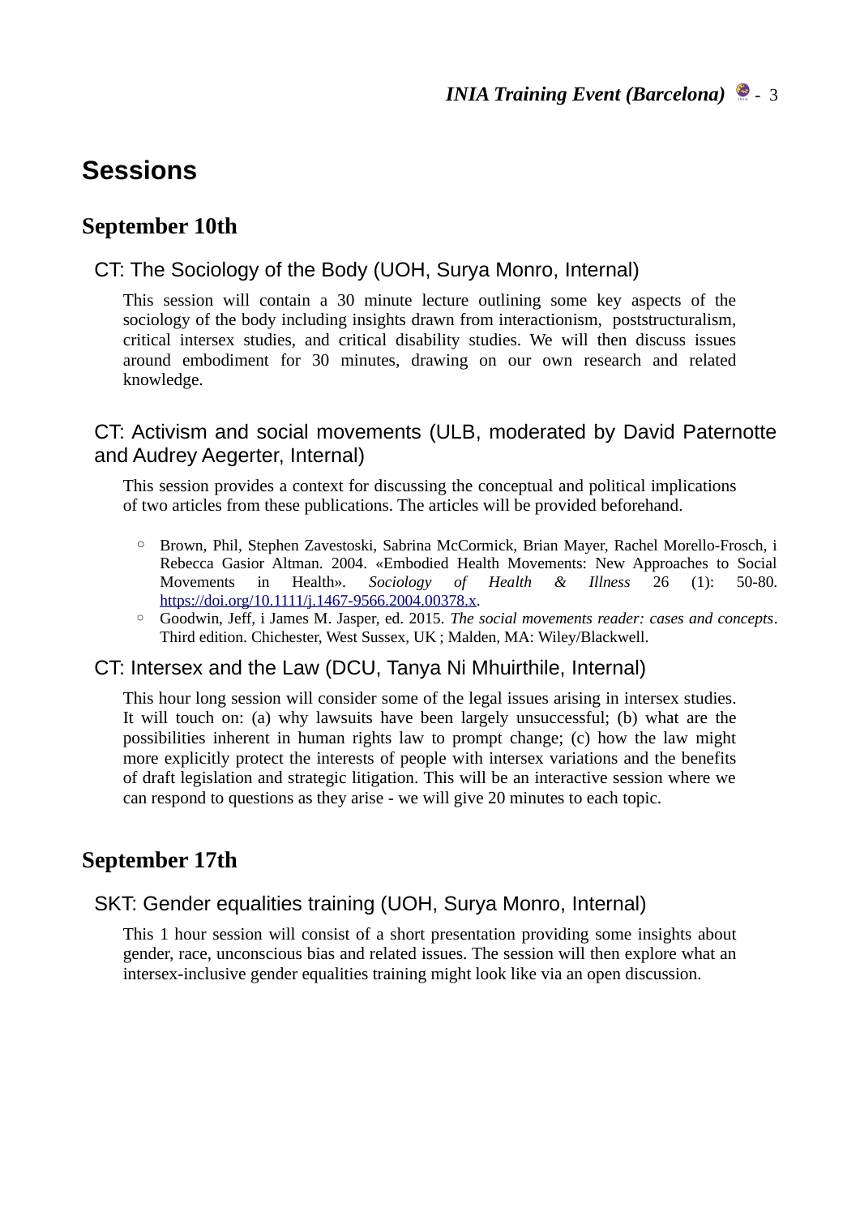# Sessions

## September 10th

### CT: The Sociology of the Body (UOH, Surya Monro, Internal)

This session will contain a 30 minute lecture outlining some key aspects of the sociology of the body including insights drawn from interactionism, poststructuralism, critical intersex studies, and critical disability studies. We will then discuss issues around embodiment for 30 minutes, drawing on our own research and related knowledge.

### CT: Activism and social movements (ULB, moderated by David Paternotte and Audrey Aegerter, Internal)

This session provides a context for discussing the conceptual and political implications of two articles from these publications. The articles will be provided beforehand.

- Brown, Phil, Stephen Zavestoski, Sabrina McCormick, Brian Mayer, Rachel Morello-Frosch, i Rebecca Gasior Altman. 2004. «Embodied Health Movements: New Approaches to Social Movements in Health». *Sociology of Health & Illness* 26 (1): 50-80. https://doi.org/10.1111/j.1467-9566.2004.00378.x.
- Goodwin, Jeff, i James M. Jasper, ed. 2015. *The social movements reader: cases and concepts*. Third edition. Chichester, West Sussex, UK ; Malden, MA: Wiley/Blackwell.

### CT: Intersex and the Law (DCU, Tanya Ni Mhuirthile, Internal)

This hour long session will consider some of the legal issues arising in intersex studies. It will touch on: (a) why lawsuits have been largely unsuccessful; (b) what are the possibilities inherent in human rights law to prompt change; (c) how the law might more explicitly protect the interests of people with intersex variations and the benefits of draft legislation and strategic litigation. This will be an interactive session where we can respond to questions as they arise - we will give 20 minutes to each topic.

## September 17th

### SKT: Gender equalities training (UOH, Surya Monro, Internal)

This 1 hour session will consist of a short presentation providing some insights about gender, race, unconscious bias and related issues. The session will then explore what an intersex-inclusive gender equalities training might look like via an open discussion.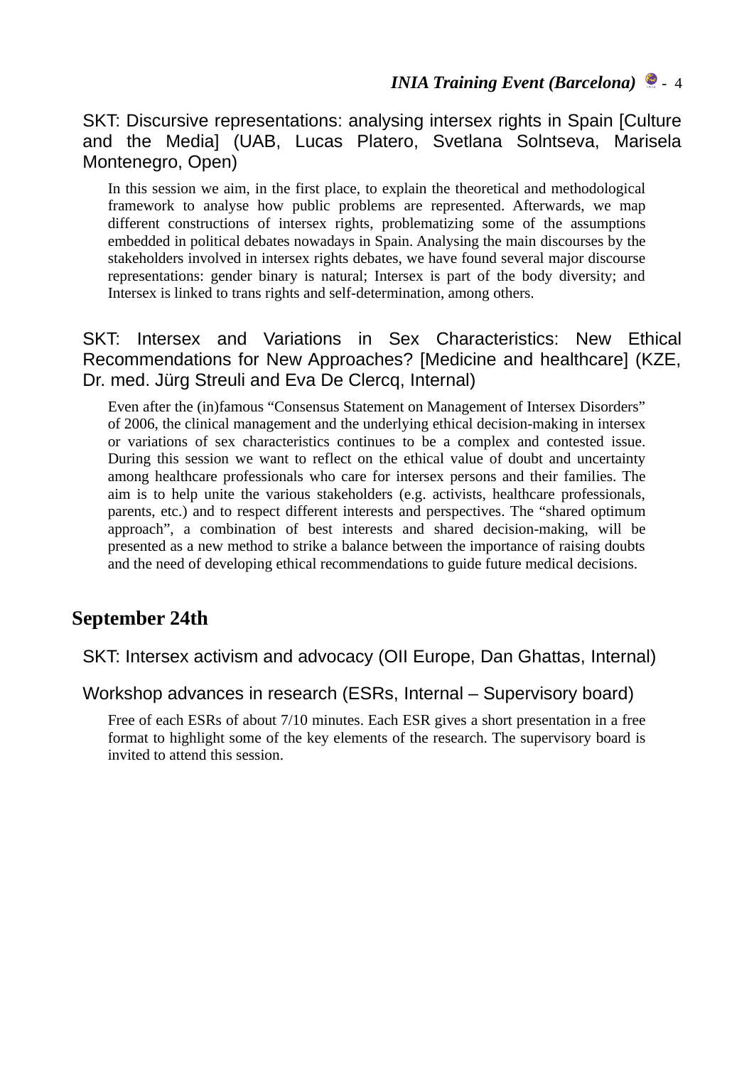### SKT: Discursive representations: analysing intersex rights in Spain [Culture and the Media] (UAB, Lucas Platero, Svetlana Solntseva, Marisela Montenegro, Open)

In this session we aim, in the first place, to explain the theoretical and methodological framework to analyse how public problems are represented. Afterwards, we map different constructions of intersex rights, problematizing some of the assumptions embedded in political debates nowadays in Spain. Analysing the main discourses by the stakeholders involved in intersex rights debates, we have found several major discourse representations: gender binary is natural; Intersex is part of the body diversity; and Intersex is linked to trans rights and self-determination, among others.

### SKT: Intersex and Variations in Sex Characteristics: New Ethical Recommendations for New Approaches? [Medicine and healthcare] (KZE, Dr. med. Jürg Streuli and Eva De Clercq, Internal)

Even after the (in)famous "Consensus Statement on Management of Intersex Disorders" of 2006, the clinical management and the underlying ethical decision-making in intersex or variations of sex characteristics continues to be a complex and contested issue. During this session we want to reflect on the ethical value of doubt and uncertainty among healthcare professionals who care for intersex persons and their families. The aim is to help unite the various stakeholders (e.g. activists, healthcare professionals, parents, etc.) and to respect different interests and perspectives. The "shared optimum approach", a combination of best interests and shared decision-making, will be presented as a new method to strike a balance between the importance of raising doubts and the need of developing ethical recommendations to guide future medical decisions.

## September 24th

### SKT: Intersex activism and advocacy (OII Europe, Dan Ghattas, Internal)

### Workshop advances in research (ESRs, Internal – Supervisory board)

Free of each ESRs of about 7/10 minutes. Each ESR gives a short presentation in a free format to highlight some of the key elements of the research. The supervisory board is invited to attend this session.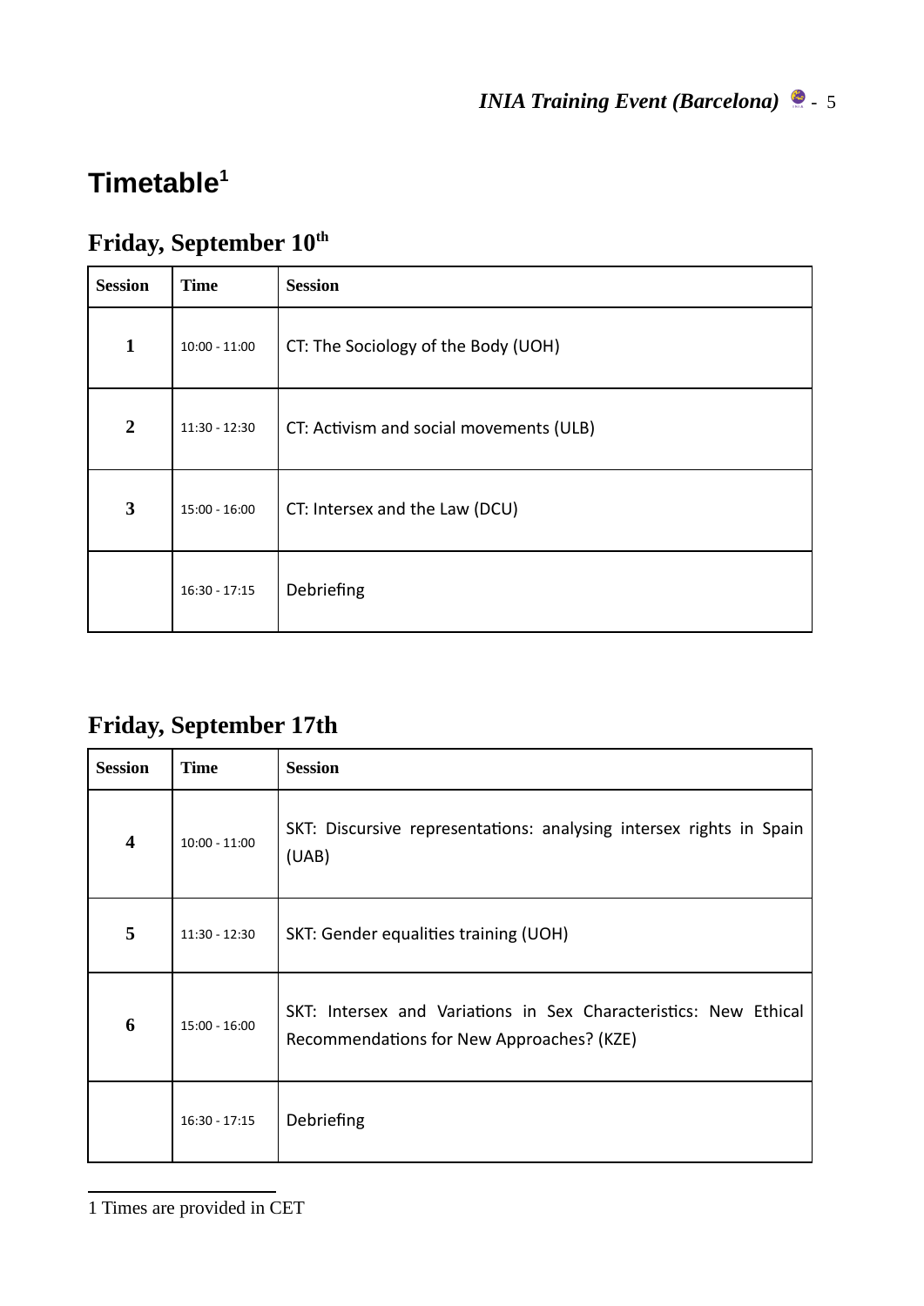# Timetable[1]

## Friday, September 10th

| Session | Time | Session |
|---|---|---|
| 1 | 10:00 - 11:00 | CT: The Sociology of the Body (UOH) |
| 2 | 11:30 - 12:30 | CT: Activism and social movements (ULB) |
| 3 | 15:00 - 16:00 | CT: Intersex and the Law (DCU) |
| | 16:30 - 17:15 | Debriefing |

## Friday, September 17th

| Session | Time | Session |
|---|---|---|
| 4 | 10:00 - 11:00 | SKT: Discursive representations: analysing intersex rights in Spain (UAB) |
| 5 | 11:30 - 12:30 | SKT: Gender equalities training (UOH) |
| 6 | 15:00 - 16:00 | SKT: Intersex and Variations in Sex Characteristics: New Ethical Recommendations for New Approaches? (KZE) |
| | 16:30 - 17:15 | Debriefing |

1 Times are provided in CET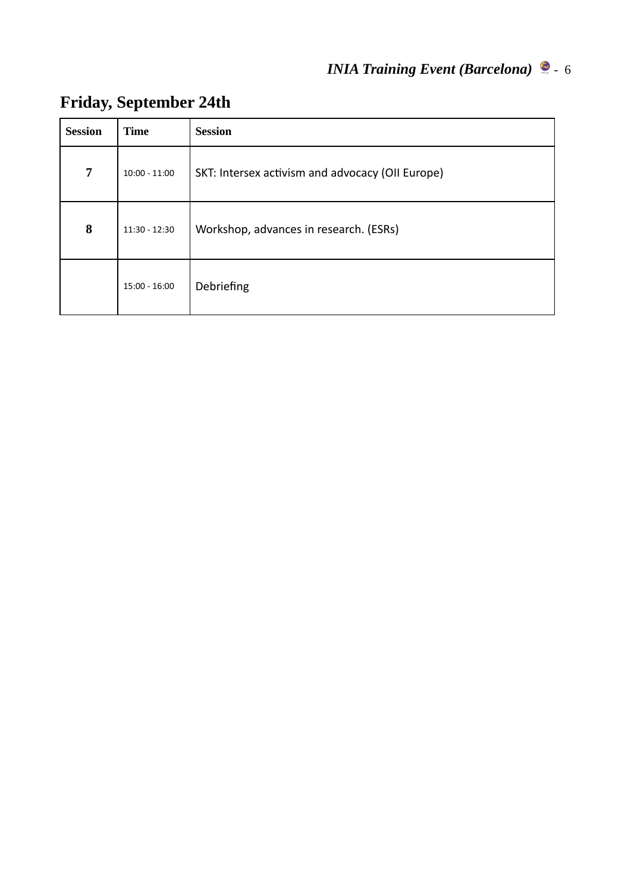## Friday, September 24th

| Session | Time | Session |
| --- | --- | --- |
| **7** | 10:00 - 11:00 | SKT: Intersex activism and advocacy (OII Europe) |
| **8** | 11:30 - 12:30 | Workshop, advances in research. (ESRs) |
| | 15:00 - 16:00 | Debriefing |